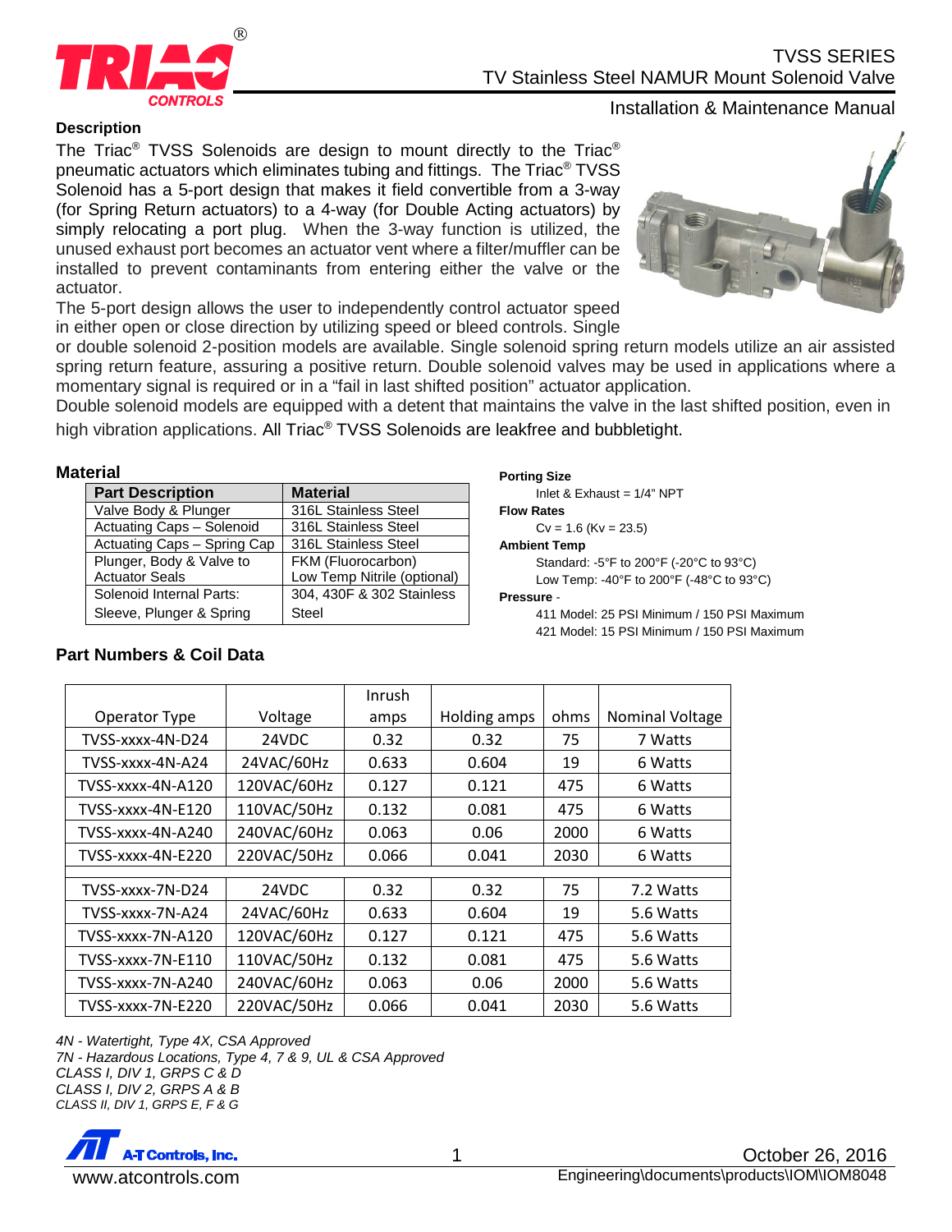# TVSS SERIES
## TV Stainless Steel NAMUR Mount Solenoid Valve
### Installation & Maintenance Manual

**Description**

The Triac® TVSS Solenoids are design to mount directly to the Triac® pneumatic actuators which eliminates tubing and fittings. The Triac® TVSS Solenoid has a 5-port design that makes it field convertible from a 3-way (for Spring Return actuators) to a 4-way (for Double Acting actuators) by simply relocating a port plug. When the 3-way function is utilized, the unused exhaust port becomes an actuator vent where a filter/muffler can be installed to prevent contaminants from entering either the valve or the actuator.

The 5-port design allows the user to independently control actuator speed in either open or close direction by utilizing speed or bleed controls. Single or double solenoid 2-position models are available. Single solenoid spring return models utilize an air assisted spring return feature, assuring a positive return. Double solenoid valves may be used in applications where a momentary signal is required or in a "fail in last shifted position" actuator application.

Double solenoid models are equipped with a detent that maintains the valve in the last shifted position, even in high vibration applications. All Triac® TVSS Solenoids are leakfree and bubbletight.

**Material**

| Part Description | Material |
|---|---|
| Valve Body & Plunger | 316L Stainless Steel |
| Actuating Caps – Solenoid | 316L Stainless Steel |
| Actuating Caps – Spring Cap | 316L Stainless Steel |
| Plunger, Body & Valve to Actuator Seals | FKM (Fluorocarbon) Low Temp Nitrile (optional) |
| Solenoid Internal Parts: Sleeve, Plunger & Spring | 304, 430F & 302 Stainless Steel |

**Porting Size**

Inlet & Exhaust = 1/4" NPT

**Flow Rates**

Cv = 1.6 (Kv = 23.5)

**Ambient Temp**

Standard: -5°F to 200°F (-20°C to 93°C)

Low Temp: -40°F to 200°F (-48°C to 93°C)

**Pressure** -

411 Model: 25 PSI Minimum / 150 PSI Maximum

421 Model: 15 PSI Minimum / 150 PSI Maximum

**Part Numbers & Coil Data**

| Operator Type | Voltage | Inrush amps | Holding amps | ohms | Nominal Voltage |
|---|---|---|---|---|---|
| TVSS-xxxx-4N-D24 | 24VDC | 0.32 | 0.32 | 75 | 7 Watts |
| TVSS-xxxx-4N-A24 | 24VAC/60Hz | 0.633 | 0.604 | 19 | 6 Watts |
| TVSS-xxxx-4N-A120 | 120VAC/60Hz | 0.127 | 0.121 | 475 | 6 Watts |
| TVSS-xxxx-4N-E120 | 110VAC/50Hz | 0.132 | 0.081 | 475 | 6 Watts |
| TVSS-xxxx-4N-A240 | 240VAC/60Hz | 0.063 | 0.06 | 2000 | 6 Watts |
| TVSS-xxxx-4N-E220 | 220VAC/50Hz | 0.066 | 0.041 | 2030 | 6 Watts |
| | | | | | |
| TVSS-xxxx-7N-D24 | 24VDC | 0.32 | 0.32 | 75 | 7.2 Watts |
| TVSS-xxxx-7N-A24 | 24VAC/60Hz | 0.633 | 0.604 | 19 | 5.6 Watts |
| TVSS-xxxx-7N-A120 | 120VAC/60Hz | 0.127 | 0.121 | 475 | 5.6 Watts |
| TVSS-xxxx-7N-E110 | 110VAC/50Hz | 0.132 | 0.081 | 475 | 5.6 Watts |
| TVSS-xxxx-7N-A240 | 240VAC/60Hz | 0.063 | 0.06 | 2000 | 5.6 Watts |
| TVSS-xxxx-7N-E220 | 220VAC/50Hz | 0.066 | 0.041 | 2030 | 5.6 Watts |

*4N - Watertight, Type 4X, CSA Approved*
*7N - Hazardous Locations, Type 4, 7 & 9, UL & CSA Approved*
*CLASS I, DIV 1, GRPS C & D*
*CLASS I, DIV 2, GRPS A & B*
*CLASS II, DIV 1, GRPS E, F & G*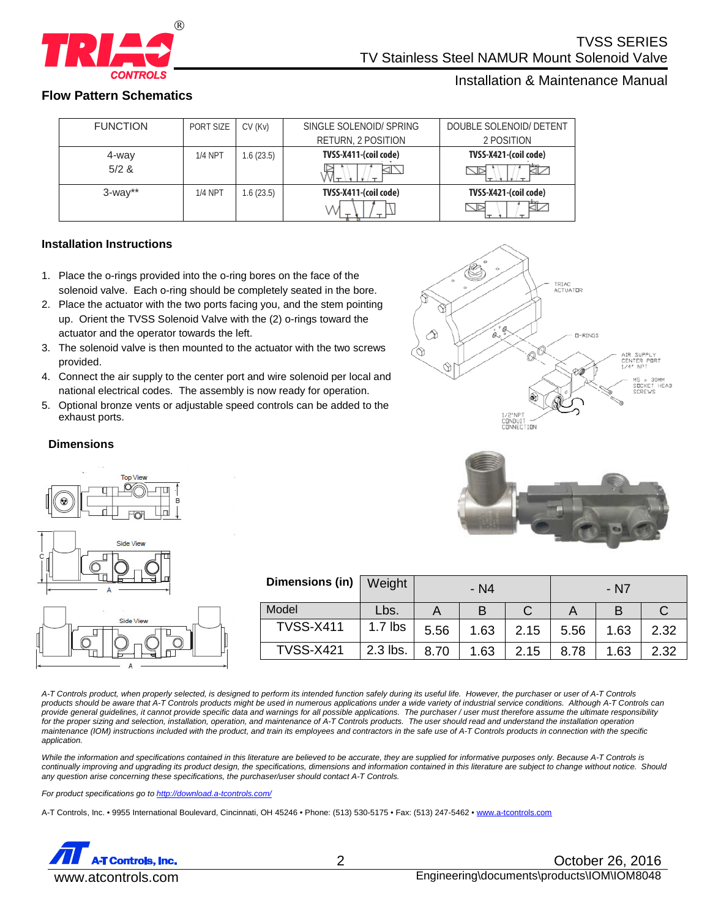## Flow Pattern Schematics

| FUNCTION | PORT SIZE | CV (Kv) | SINGLE SOLENOID/ SPRING RETURN, 2 POSITION | DOUBLE SOLENOID/ DETENT 2 POSITION |
|---|---|---|---|---|
| 4-way 5/2 & | 1/4 NPT | 1.6 (23.5) | TVSS-X411-(coil code) | TVSS-X421-(coil code) |
| 3-way** | 1/4 NPT | 1.6 (23.5) | TVSS-X411-(coil code) | TVSS-X421-(coil code) |

### Installation Instructions

1. Place the o-rings provided into the o-ring bores on the face of the solenoid valve. Each o-ring should be completely seated in the bore.
2. Place the actuator with the two ports facing you, and the stem pointing up. Orient the TVSS Solenoid Valve with the (2) o-rings toward the actuator and the operator towards the left.
3. The solenoid valve is then mounted to the actuator with the two screws provided.
4. Connect the air supply to the center port and wire solenoid per local and national electrical codes. The assembly is now ready for operation.
5. Optional bronze vents or adjustable speed controls can be added to the exhaust ports.

TRIAC ACTUATOR

O-RINGS

AIR SUPPLY CENTER PORT 1/4" NPT

M5 x 30MM SOCKET HEAD SCREWS

1/2"NPT CONDUIT CONNECTION

### Dimensions

Top View

Side View

Side View

| Dimensions (in) | Weight | - N4 | | | - N7 | | |
|---|---|---|---|---|---|---|---|
| Model | Lbs. | A | B | C | A | B | C |
| TVSS-X411 | 1.7 lbs | 5.56 | 1.63 | 2.15 | 5.56 | 1.63 | 2.32 |
| TVSS-X421 | 2.3 lbs. | 8.70 | 1.63 | 2.15 | 8.78 | 1.63 | 2.32 |

*A-T Controls product, when properly selected, is designed to perform its intended function safely during its useful life. However, the purchaser or user of A-T Controls products should be aware that A-T Controls products might be used in numerous applications under a wide variety of industrial service conditions. Although A-T Controls can provide general guidelines, it cannot provide specific data and warnings for all possible applications. The purchaser / user must therefore assume the ultimate responsibility for the proper sizing and selection, installation, operation, and maintenance of A-T Controls products. The user should read and understand the installation operation maintenance (IOM) instructions included with the product, and train its employees and contractors in the safe use of A-T Controls products in connection with the specific application.*

*While the information and specifications contained in this literature are believed to be accurate, they are supplied for informative purposes only. Because A-T Controls is continually improving and upgrading its product design, the specifications, dimensions and information contained in this literature are subject to change without notice. Should any question arise concerning these specifications, the purchaser/user should contact A-T Controls.*

*For product specifications go to http://download.a-tcontrols.com/*

A-T Controls, Inc. • 9955 International Boulevard, Cincinnati, OH 45246 • Phone: (513) 530-5175 • Fax: (513) 247-5462 • www.a-tcontrols.com